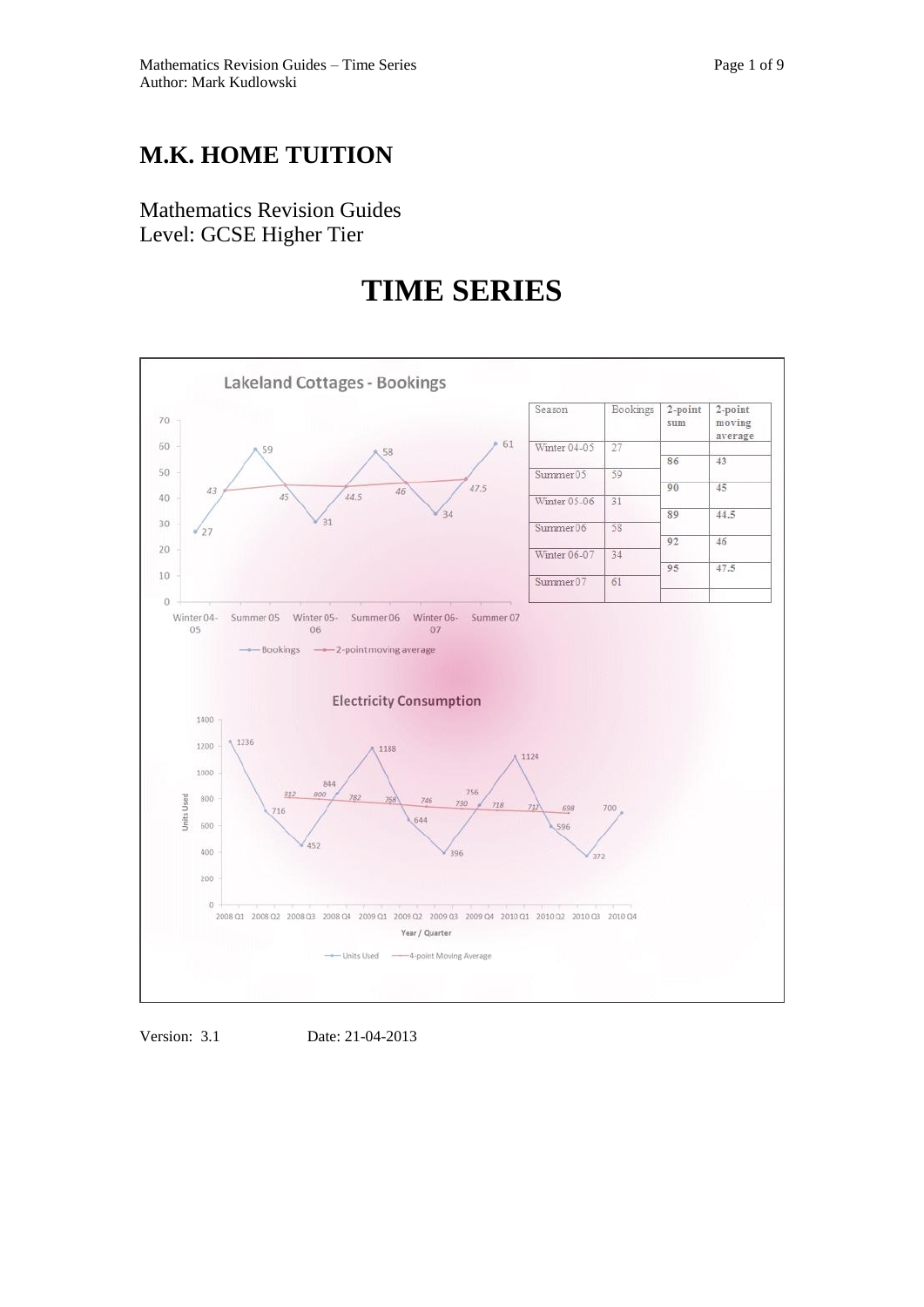Mathematics Revision Guides – Time Series
Author: Mark Kudlowski

# M.K. HOME TUITION

Mathematics Revision Guides
Level: GCSE Higher Tier

# TIME SERIES

| Season | Bookings | 2-point sum | 2-point moving average |
|---|---|---|---|
| Winter 04-05 | 27 | | |
| | | 86 | 43 |
| Summer 05 | 59 | | |
| | | 90 | 45 |
| Winter 05-06 | 31 | | |
| | | 89 | 44.5 |
| Summer 06 | 58 | | |
| | | 92 | 46 |
| Winter 06-07 | 34 | | |
| | | 95 | 47.5 |
| Summer 07 | 61 | | |

Version: 3.1 Date: 21-04-2013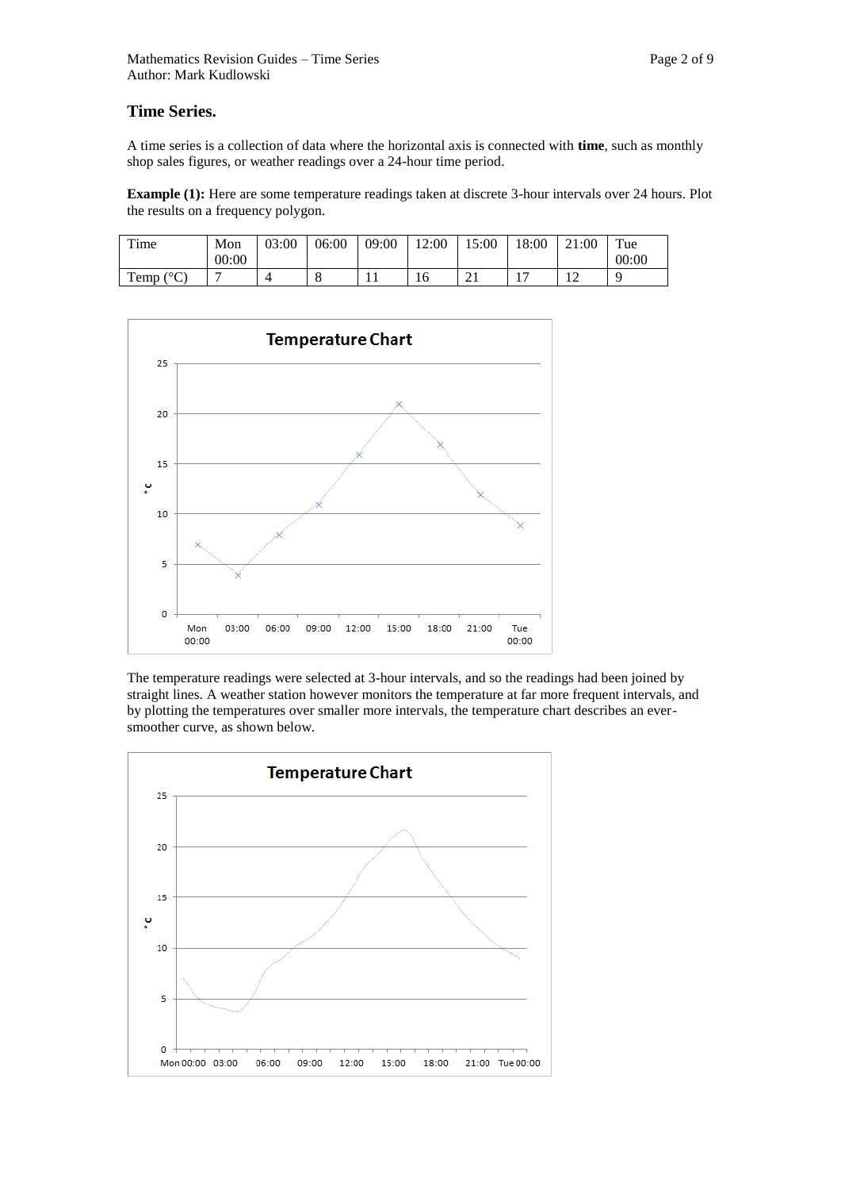## Time Series.

A time series is a collection of data where the horizontal axis is connected with **time**, such as monthly shop sales figures, or weather readings over a 24-hour time period.

**Example (1):** Here are some temperature readings taken at discrete 3-hour intervals over 24 hours. Plot the results on a frequency polygon.

| Time | Mon 00:00 | 03:00 | 06:00 | 09:00 | 12:00 | 15:00 | 18:00 | 21:00 | Tue 00:00 |
|---|---|---|---|---|---|---|---|---|---|
| Temp (°C) | 7 | 4 | 8 | 11 | 16 | 21 | 17 | 12 | 9 |

The temperature readings were selected at 3-hour intervals, and so the readings had been joined by straight lines. A weather station however monitors the temperature at far more frequent intervals, and by plotting the temperatures over smaller more intervals, the temperature chart describes an ever-smoother curve, as shown below.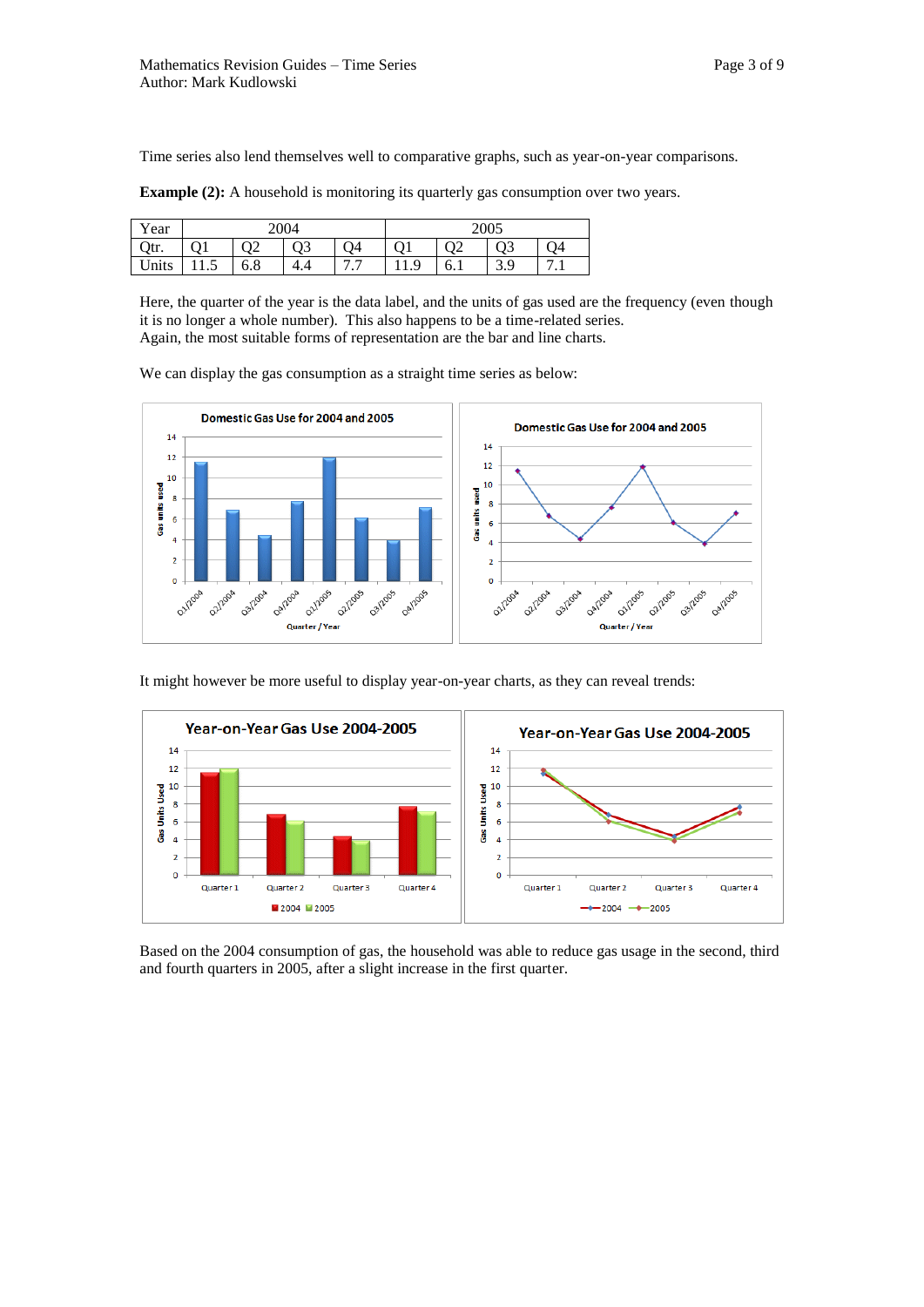Time series also lend themselves well to comparative graphs, such as year-on-year comparisons.

**Example (2):** A household is monitoring its quarterly gas consumption over two years.

| Year | 2004 | | | | 2005 | | | |
|---|---|---|---|---|---|---|---|---|
| Qtr. | Q1 | Q2 | Q3 | Q4 | Q1 | Q2 | Q3 | Q4 |
| Units | 11.5 | 6.8 | 4.4 | 7.7 | 11.9 | 6.1 | 3.9 | 7.1 |

Here, the quarter of the year is the data label, and the units of gas used are the frequency (even though it is no longer a whole number). This also happens to be a time-related series.
Again, the most suitable forms of representation are the bar and line charts.

We can display the gas consumption as a straight time series as below:

It might however be more useful to display year-on-year charts, as they can reveal trends:

Based on the 2004 consumption of gas, the household was able to reduce gas usage in the second, third and fourth quarters in 2005, after a slight increase in the first quarter.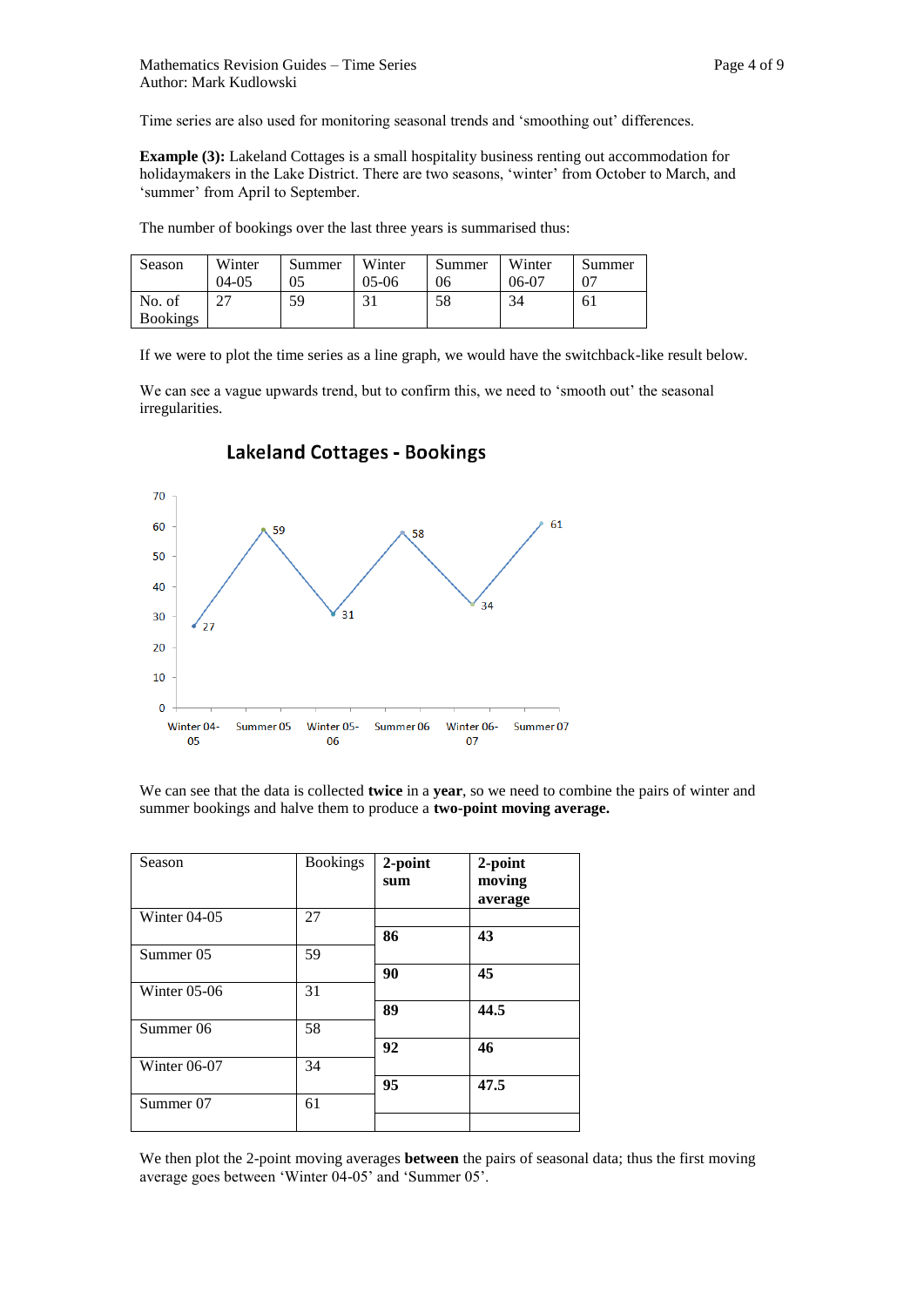Time series are also used for monitoring seasonal trends and 'smoothing out' differences.

**Example (3):** Lakeland Cottages is a small hospitality business renting out accommodation for holidaymakers in the Lake District. There are two seasons, 'winter' from October to March, and 'summer' from April to September.

The number of bookings over the last three years is summarised thus:

| Season | Winter 04-05 | Summer 05 | Winter 05-06 | Summer 06 | Winter 06-07 | Summer 07 |
|---|---|---|---|---|---|---|
| No. of Bookings | 27 | 59 | 31 | 58 | 34 | 61 |

If we were to plot the time series as a line graph, we would have the switchback-like result below.

We can see a vague upwards trend, but to confirm this, we need to 'smooth out' the seasonal irregularities.

**Lakeland Cottages - Bookings**

We can see that the data is collected **twice** in a **year**, so we need to combine the pairs of winter and summer bookings and halve them to produce a **two-point moving average.**

| Season | Bookings | **2-point sum** | **2-point moving average** |
|---|---|---|---|
| Winter 04-05 | 27 | | |
| | | **86** | **43** |
| Summer 05 | 59 | | |
| | | **90** | **45** |
| Winter 05-06 | 31 | | |
| | | **89** | **44.5** |
| Summer 06 | 58 | | |
| | | **92** | **46** |
| Winter 06-07 | 34 | | |
| | | **95** | **47.5** |
| Summer 07 | 61 | | |

We then plot the 2-point moving averages **between** the pairs of seasonal data; thus the first moving average goes between 'Winter 04-05' and 'Summer 05'.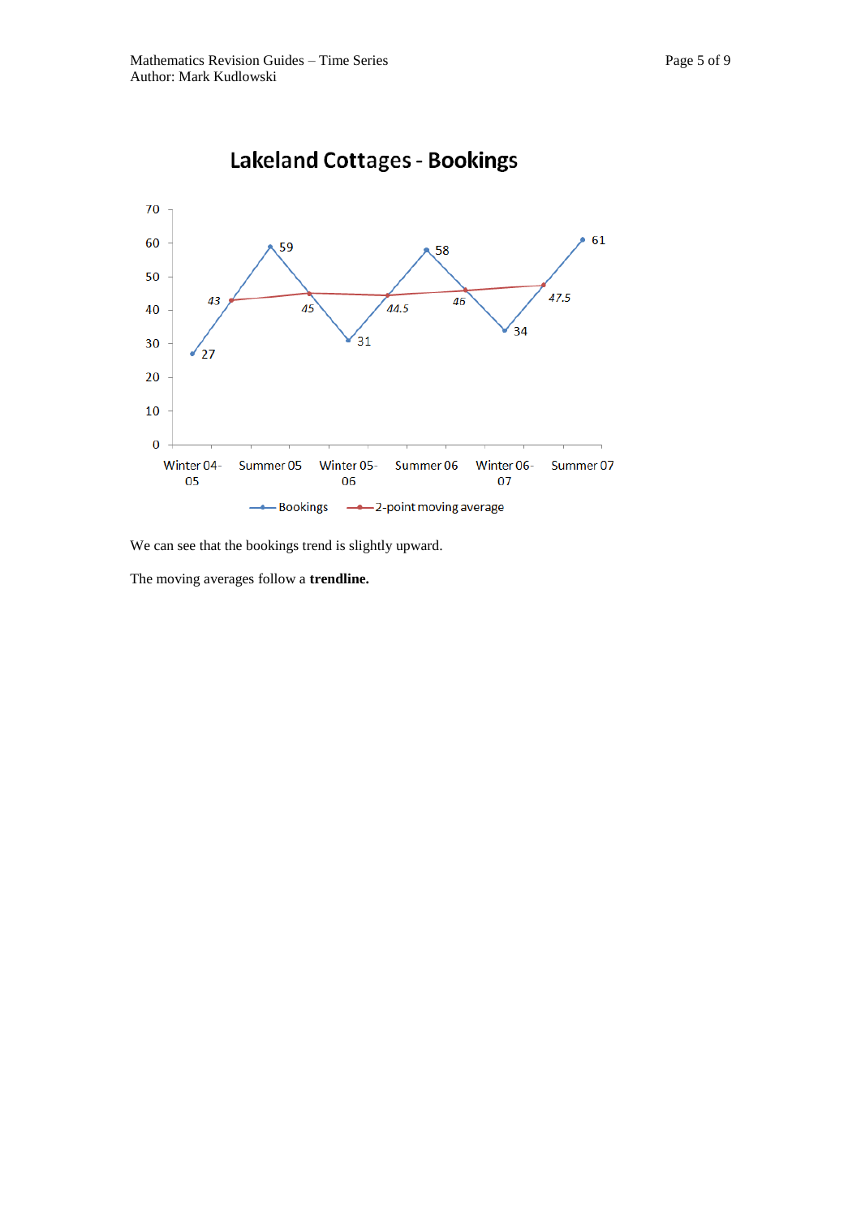Lakeland Cottages - Bookings

We can see that the bookings trend is slightly upward.

The moving averages follow a **trendline.**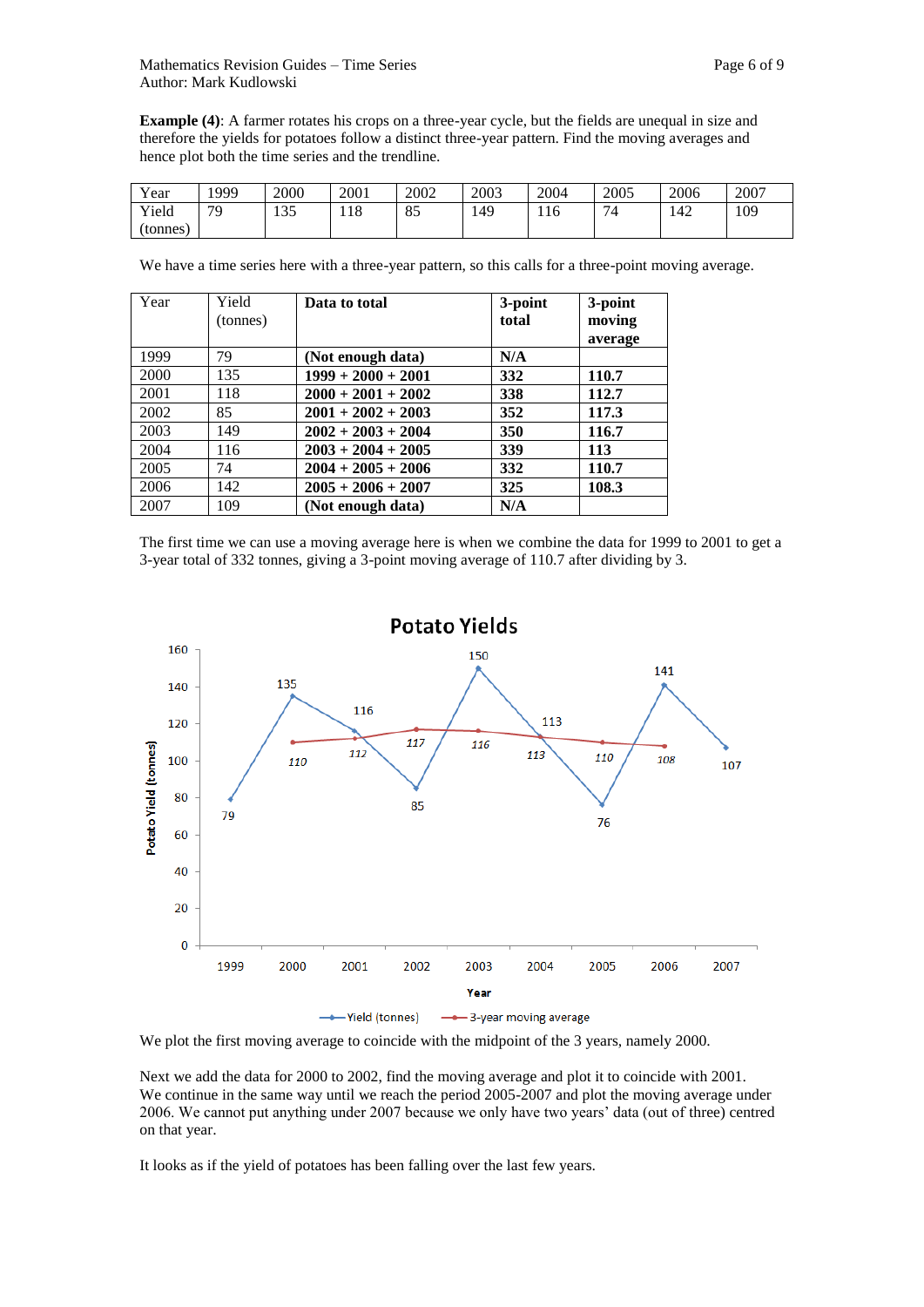**Example (4)**: A farmer rotates his crops on a three-year cycle, but the fields are unequal in size and therefore the yields for potatoes follow a distinct three-year pattern. Find the moving averages and hence plot both the time series and the trendline.

| Year | 1999 | 2000 | 2001 | 2002 | 2003 | 2004 | 2005 | 2006 | 2007 |
|---|---|---|---|---|---|---|---|---|---|
| Yield (tonnes) | 79 | 135 | 118 | 85 | 149 | 116 | 74 | 142 | 109 |

We have a time series here with a three-year pattern, so this calls for a three-point moving average.

| Year | Yield (tonnes) | **Data to total** | **3-point total** | **3-point moving average** |
|---|---|---|---|---|
| 1999 | 79 | **(Not enough data)** | **N/A** | |
| 2000 | 135 | **1999 + 2000 + 2001** | **332** | **110.7** |
| 2001 | 118 | **2000 + 2001 + 2002** | **338** | **112.7** |
| 2002 | 85 | **2001 + 2002 + 2003** | **352** | **117.3** |
| 2003 | 149 | **2002 + 2003 + 2004** | **350** | **116.7** |
| 2004 | 116 | **2003 + 2004 + 2005** | **339** | **113** |
| 2005 | 74 | **2004 + 2005 + 2006** | **332** | **110.7** |
| 2006 | 142 | **2005 + 2006 + 2007** | **325** | **108.3** |
| 2007 | 109 | **(Not enough data)** | **N/A** | |

The first time we can use a moving average here is when we combine the data for 1999 to 2001 to get a 3-year total of 332 tonnes, giving a 3-point moving average of 110.7 after dividing by 3.

We plot the first moving average to coincide with the midpoint of the 3 years, namely 2000.

Next we add the data for 2000 to 2002, find the moving average and plot it to coincide with 2001. We continue in the same way until we reach the period 2005-2007 and plot the moving average under 2006. We cannot put anything under 2007 because we only have two years' data (out of three) centred on that year.

It looks as if the yield of potatoes has been falling over the last few years.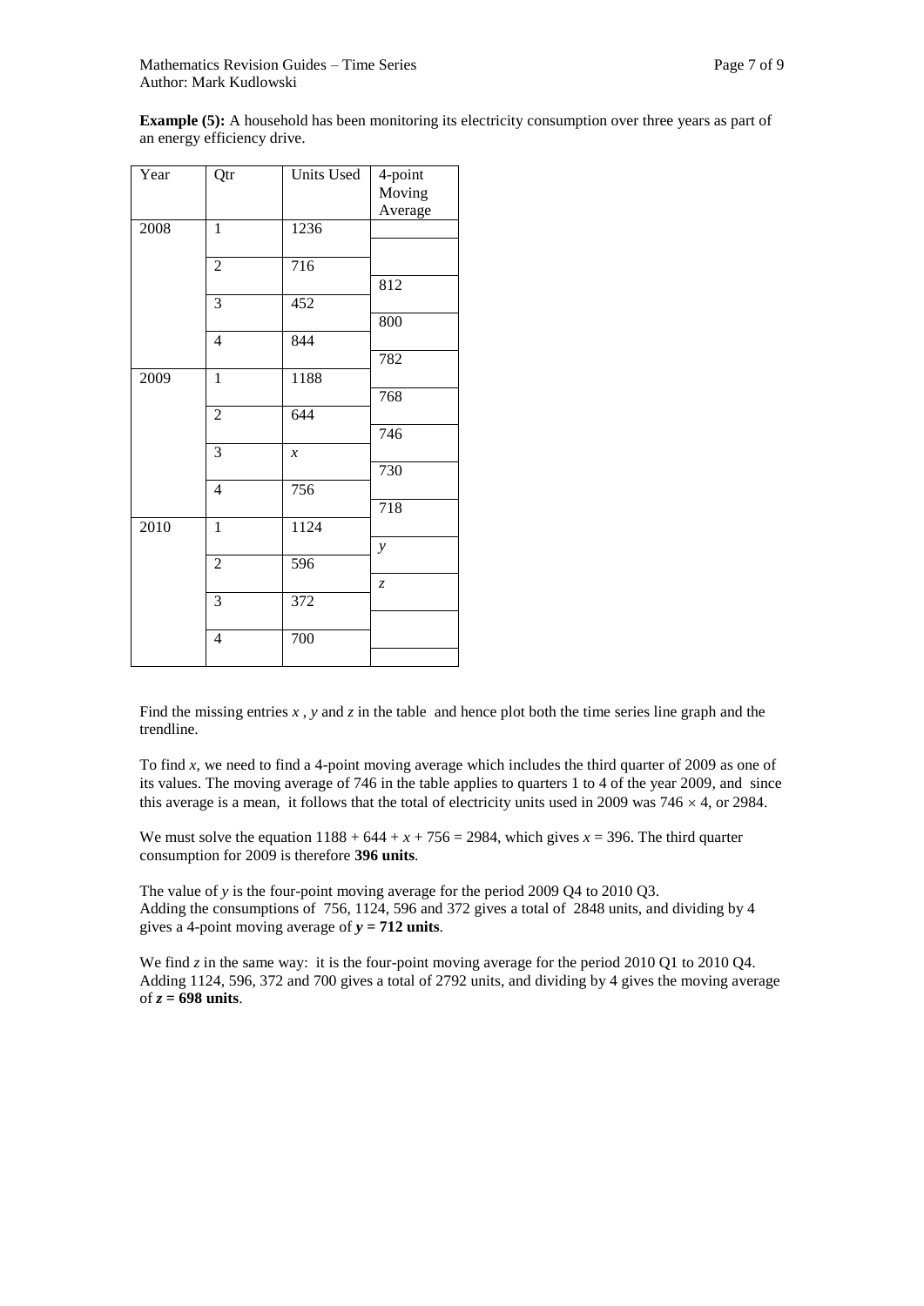**Example (5):** A household has been monitoring its electricity consumption over three years as part of an energy efficiency drive.

| Year | Qtr | Units Used | 4-point Moving Average |
|---|---|---|---|
| 2008 | 1 | 1236 | |
| | | | |
| | 2 | 716 | |
| | | | 812 |
| | 3 | 452 | |
| | | | 800 |
| | 4 | 844 | |
| | | | 782 |
| 2009 | 1 | 1188 | |
| | | | 768 |
| | 2 | 644 | |
| | | | 746 |
| | 3 | $x$ | |
| | | | 730 |
| | 4 | 756 | |
| | | | 718 |
| 2010 | 1 | 1124 | |
| | | | $y$ |
| | 2 | 596 | |
| | | | $z$ |
| | 3 | 372 | |
| | | | |
| | 4 | 700 | |
| | | | |

Find the missing entries $x$ , $y$ and $z$ in the table and hence plot both the time series line graph and the trendline.

To find $x$, we need to find a 4-point moving average which includes the third quarter of 2009 as one of its values. The moving average of 746 in the table applies to quarters 1 to 4 of the year 2009, and since this average is a mean, it follows that the total of electricity units used in 2009 was $746 \times 4$, or 2984.

We must solve the equation $1188 + 644 + x + 756 = 2984$, which gives $x = 396$. The third quarter consumption for 2009 is therefore **396 units**.

The value of $y$ is the four-point moving average for the period 2009 Q4 to 2010 Q3.
Adding the consumptions of 756, 1124, 596 and 372 gives a total of 2848 units, and dividing by 4 gives a 4-point moving average of $\boldsymbol{y = 712}$ **units**.

We find $z$ in the same way: it is the four-point moving average for the period 2010 Q1 to 2010 Q4. Adding 1124, 596, 372 and 700 gives a total of 2792 units, and dividing by 4 gives the moving average of $\boldsymbol{z = 698}$ **units**.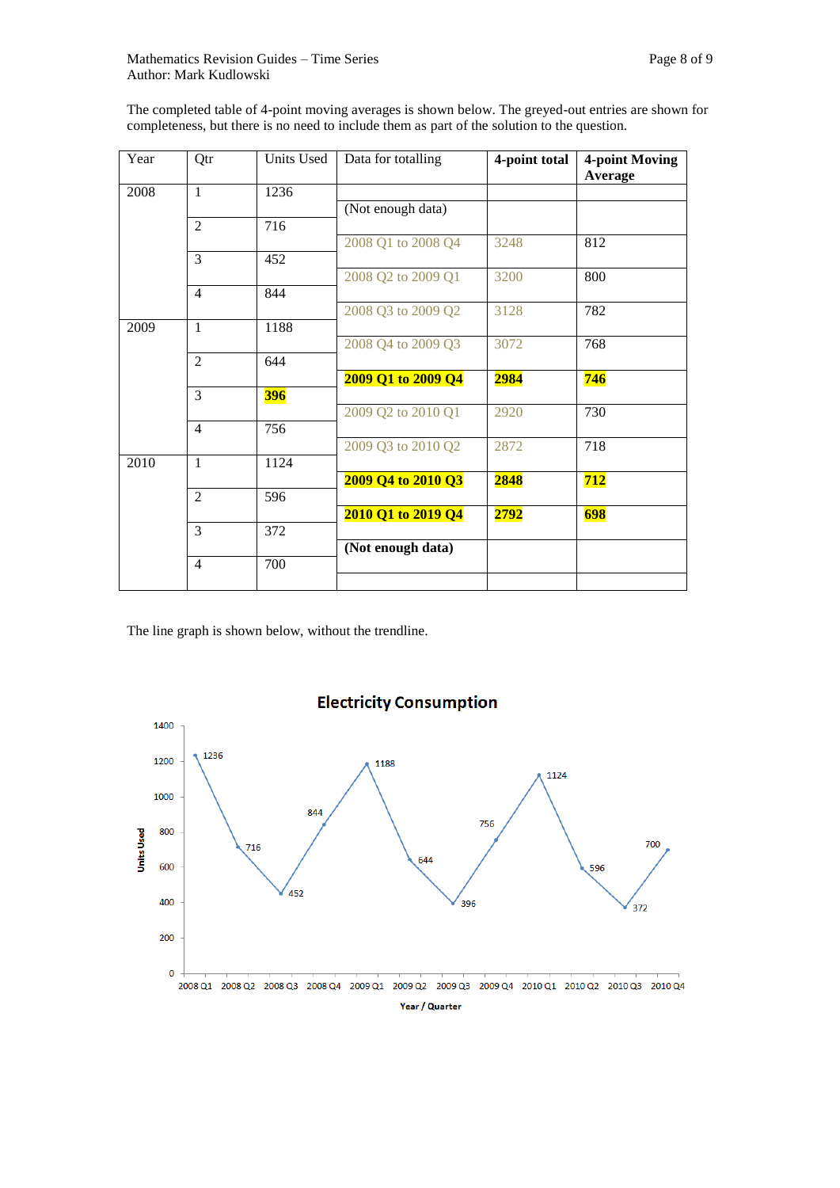The completed table of 4-point moving averages is shown below. The greyed-out entries are shown for completeness, but there is no need to include them as part of the solution to the question.

| Year | Qtr | Units Used | Data for totalling | **4-point total** | **4-point Moving Average** |
|---|---|---|---|---|---|
| 2008 | 1 | 1236 | | | |
| | | | (Not enough data) | | |
| | 2 | 716 | | | |
| | | | 2008 Q1 to 2008 Q4 | 3248 | 812 |
| | 3 | 452 | | | |
| | | | 2008 Q2 to 2009 Q1 | 3200 | 800 |
| | 4 | 844 | | | |
| | | | 2008 Q3 to 2009 Q2 | 3128 | 782 |
| 2009 | 1 | 1188 | | | |
| | | | 2008 Q4 to 2009 Q3 | 3072 | 768 |
| | 2 | 644 | | | |
| | | | **2009 Q1 to 2009 Q4** | **2984** | **746** |
| | 3 | **396** | | | |
| | | | 2009 Q2 to 2010 Q1 | 2920 | 730 |
| | 4 | 756 | | | |
| | | | 2009 Q3 to 2010 Q2 | 2872 | 718 |
| 2010 | 1 | 1124 | | | |
| | | | **2009 Q4 to 2010 Q3** | **2848** | **712** |
| | 2 | 596 | | | |
| | | | **2010 Q1 to 2019 Q4** | **2792** | **698** |
| | 3 | 372 | | | |
| | | | **(Not enough data)** | | |
| | 4 | 700 | | | |

The line graph is shown below, without the trendline.

**Electricity Consumption**

| Year / Quarter | Units Used |
|---|---|
| 2008 Q1 | 1236 |
| 2008 Q2 | 716 |
| 2008 Q3 | 452 |
| 2008 Q4 | 844 |
| 2009 Q1 | 1188 |
| 2009 Q2 | 644 |
| 2009 Q3 | 396 |
| 2009 Q4 | 756 |
| 2010 Q1 | 1124 |
| 2010 Q2 | 596 |
| 2010 Q3 | 372 |
| 2010 Q4 | 700 |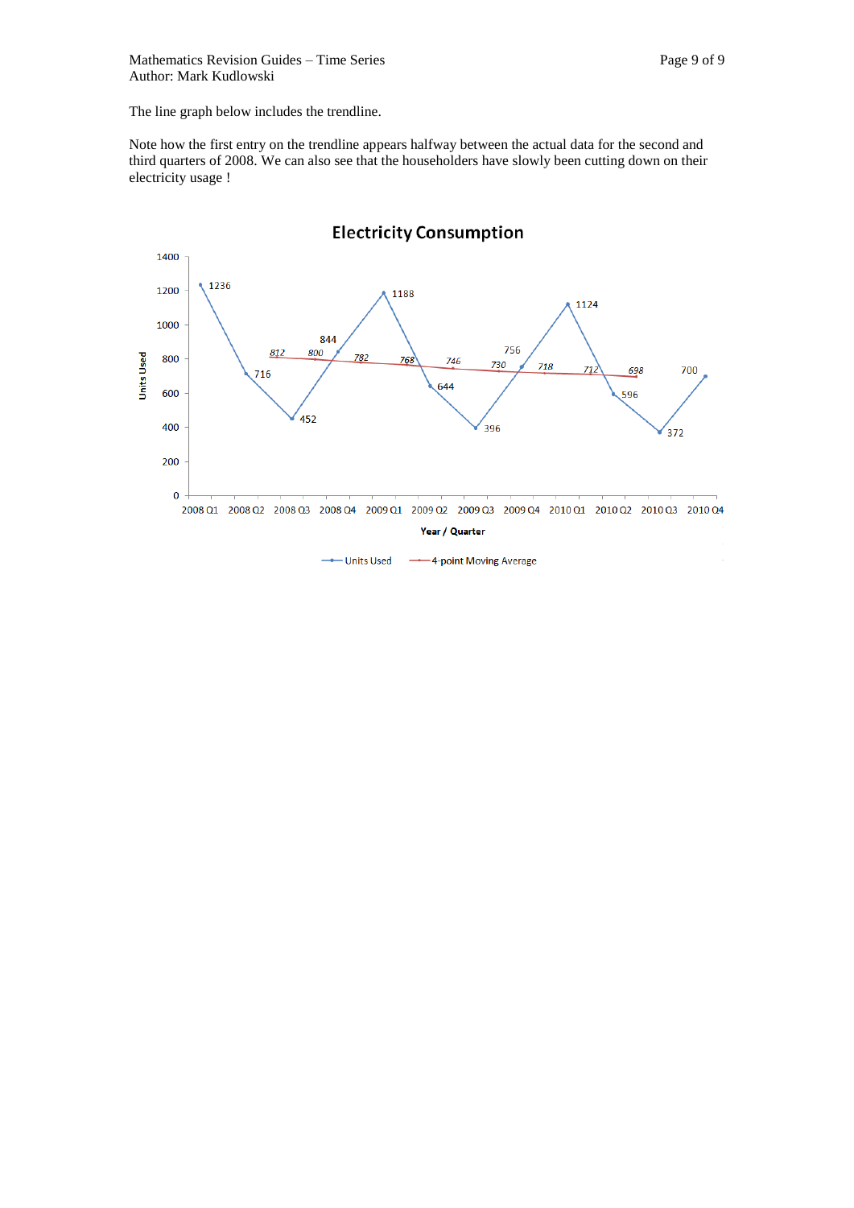The line graph below includes the trendline.

Note how the first entry on the trendline appears halfway between the actual data for the second and third quarters of 2008. We can also see that the householders have slowly been cutting down on their electricity usage !

Electricity Consumption

Units Used

1400
1200
1000
800
600
400
200
0

1236
716
452
844
1188
644
396
756
1124
596
372
700

812
800
782
768
746
730
718
712
698

2008 Q1 2008 Q2 2008 Q3 2008 Q4 2009 Q1 2009 Q2 2009 Q3 2009 Q4 2010 Q1 2010 Q2 2010 Q3 2010 Q4

Year / Quarter

Units Used
4-point Moving Average